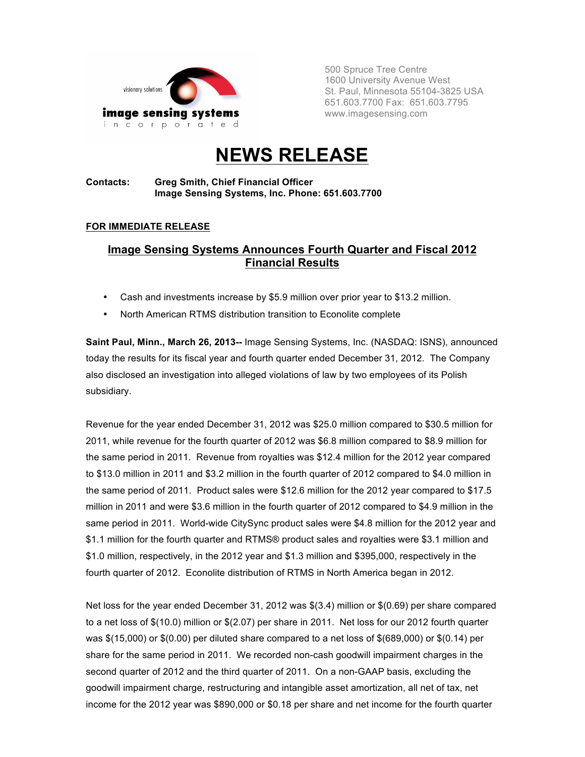image sensing systems incorporated

visionary solutions

500 Spruce Tree Centre
1600 University Avenue West
St. Paul, Minnesota 55104-3825 USA
651.603.7700 Fax: 651.603.7795
www.imagesensing.com

# NEWS RELEASE

**Contacts:** **Greg Smith, Chief Financial Officer**
**Image Sensing Systems, Inc. Phone: 651.603.7700**

**FOR IMMEDIATE RELEASE**

## Image Sensing Systems Announces Fourth Quarter and Fiscal 2012 Financial Results

- Cash and investments increase by $5.9 million over prior year to $13.2 million.
- North American RTMS distribution transition to Econolite complete

**Saint Paul, Minn., March 26, 2013--** Image Sensing Systems, Inc. (NASDAQ: ISNS), announced today the results for its fiscal year and fourth quarter ended December 31, 2012. The Company also disclosed an investigation into alleged violations of law by two employees of its Polish subsidiary.

Revenue for the year ended December 31, 2012 was $25.0 million compared to $30.5 million for 2011, while revenue for the fourth quarter of 2012 was $6.8 million compared to $8.9 million for the same period in 2011. Revenue from royalties was $12.4 million for the 2012 year compared to $13.0 million in 2011 and $3.2 million in the fourth quarter of 2012 compared to $4.0 million in the same period of 2011. Product sales were $12.6 million for the 2012 year compared to $17.5 million in 2011 and were $3.6 million in the fourth quarter of 2012 compared to $4.9 million in the same period in 2011. World-wide CitySync product sales were $4.8 million for the 2012 year and $1.1 million for the fourth quarter and RTMS® product sales and royalties were $3.1 million and $1.0 million, respectively, in the 2012 year and $1.3 million and $395,000, respectively in the fourth quarter of 2012. Econolite distribution of RTMS in North America began in 2012.

Net loss for the year ended December 31, 2012 was $(3.4) million or $(0.69) per share compared to a net loss of $(10.0) million or $(2.07) per share in 2011. Net loss for our 2012 fourth quarter was $(15,000) or $(0.00) per diluted share compared to a net loss of $(689,000) or $(0.14) per share for the same period in 2011. We recorded non-cash goodwill impairment charges in the second quarter of 2012 and the third quarter of 2011. On a non-GAAP basis, excluding the goodwill impairment charge, restructuring and intangible asset amortization, all net of tax, net income for the 2012 year was $890,000 or $0.18 per share and net income for the fourth quarter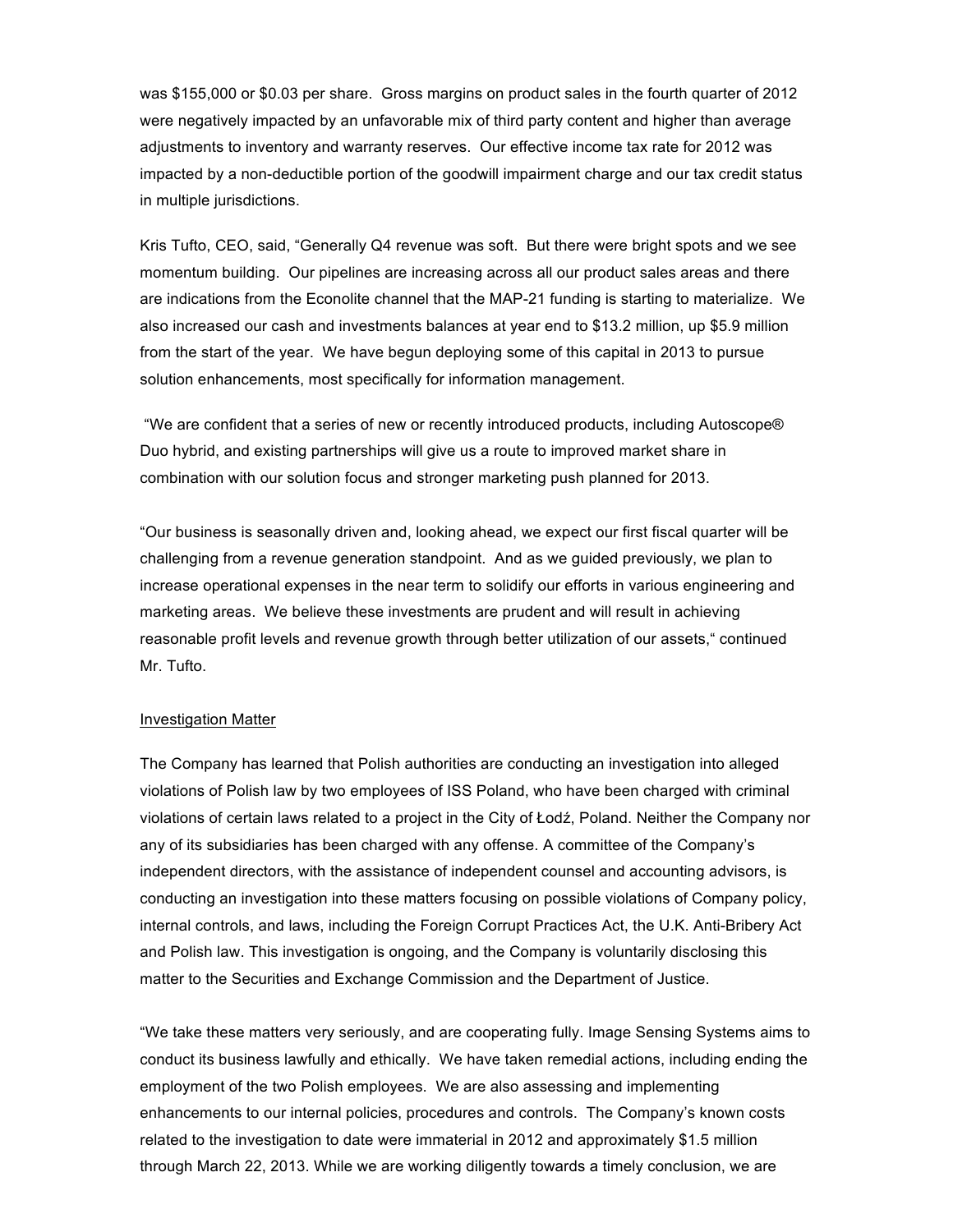was $155,000 or $0.03 per share. Gross margins on product sales in the fourth quarter of 2012 were negatively impacted by an unfavorable mix of third party content and higher than average adjustments to inventory and warranty reserves. Our effective income tax rate for 2012 was impacted by a non-deductible portion of the goodwill impairment charge and our tax credit status in multiple jurisdictions.

Kris Tufto, CEO, said, "Generally Q4 revenue was soft. But there were bright spots and we see momentum building. Our pipelines are increasing across all our product sales areas and there are indications from the Econolite channel that the MAP-21 funding is starting to materialize. We also increased our cash and investments balances at year end to $13.2 million, up $5.9 million from the start of the year. We have begun deploying some of this capital in 2013 to pursue solution enhancements, most specifically for information management.

"We are confident that a series of new or recently introduced products, including Autoscope® Duo hybrid, and existing partnerships will give us a route to improved market share in combination with our solution focus and stronger marketing push planned for 2013.

"Our business is seasonally driven and, looking ahead, we expect our first fiscal quarter will be challenging from a revenue generation standpoint. And as we guided previously, we plan to increase operational expenses in the near term to solidify our efforts in various engineering and marketing areas. We believe these investments are prudent and will result in achieving reasonable profit levels and revenue growth through better utilization of our assets," continued Mr. Tufto.

Investigation Matter

The Company has learned that Polish authorities are conducting an investigation into alleged violations of Polish law by two employees of ISS Poland, who have been charged with criminal violations of certain laws related to a project in the City of Łodź, Poland. Neither the Company nor any of its subsidiaries has been charged with any offense. A committee of the Company's independent directors, with the assistance of independent counsel and accounting advisors, is conducting an investigation into these matters focusing on possible violations of Company policy, internal controls, and laws, including the Foreign Corrupt Practices Act, the U.K. Anti-Bribery Act and Polish law. This investigation is ongoing, and the Company is voluntarily disclosing this matter to the Securities and Exchange Commission and the Department of Justice.

"We take these matters very seriously, and are cooperating fully. Image Sensing Systems aims to conduct its business lawfully and ethically. We have taken remedial actions, including ending the employment of the two Polish employees. We are also assessing and implementing enhancements to our internal policies, procedures and controls. The Company's known costs related to the investigation to date were immaterial in 2012 and approximately $1.5 million through March 22, 2013. While we are working diligently towards a timely conclusion, we are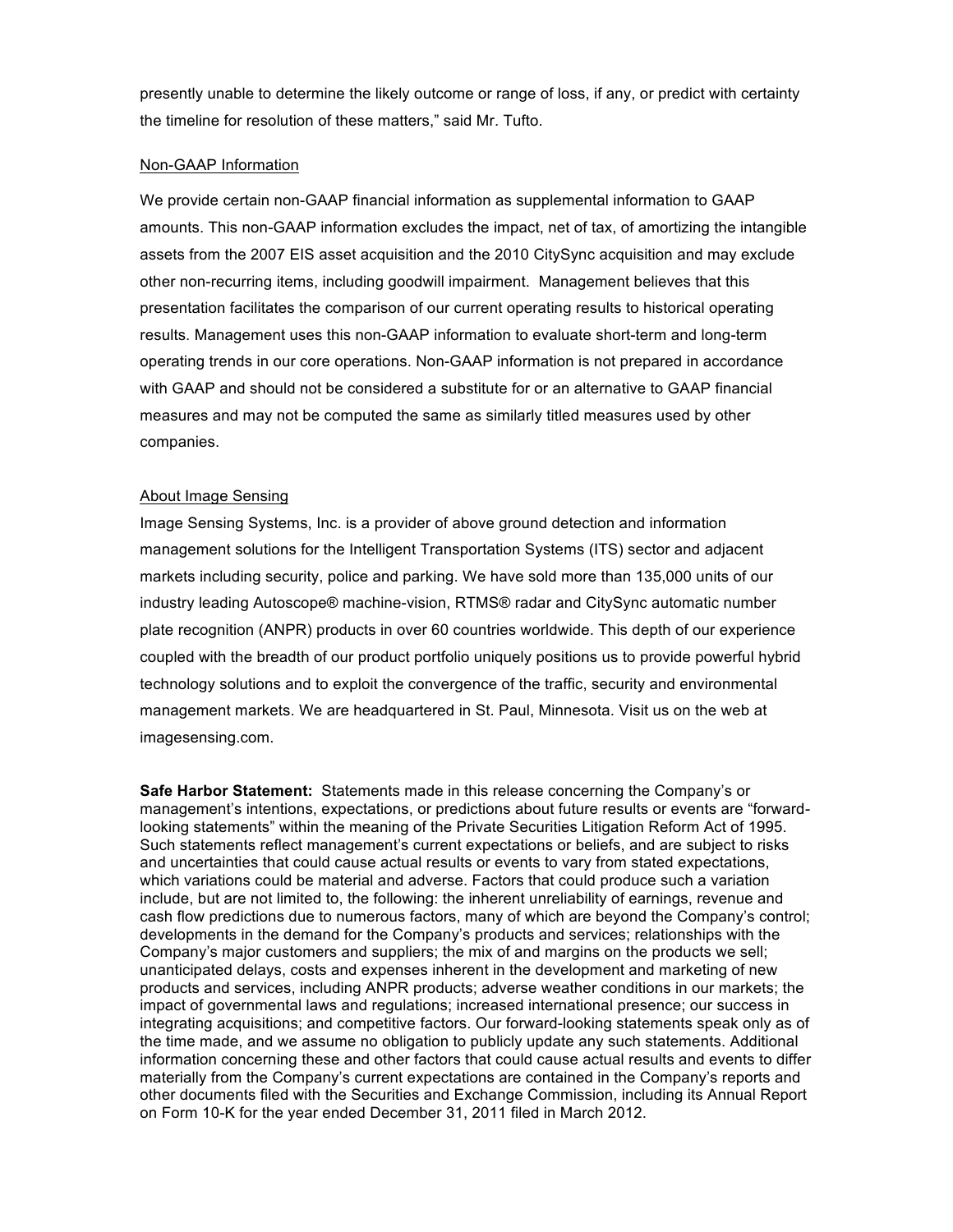presently unable to determine the likely outcome or range of loss, if any, or predict with certainty the timeline for resolution of these matters," said Mr. Tufto.

## Non-GAAP Information

We provide certain non-GAAP financial information as supplemental information to GAAP amounts. This non-GAAP information excludes the impact, net of tax, of amortizing the intangible assets from the 2007 EIS asset acquisition and the 2010 CitySync acquisition and may exclude other non-recurring items, including goodwill impairment. Management believes that this presentation facilitates the comparison of our current operating results to historical operating results. Management uses this non-GAAP information to evaluate short-term and long-term operating trends in our core operations. Non-GAAP information is not prepared in accordance with GAAP and should not be considered a substitute for or an alternative to GAAP financial measures and may not be computed the same as similarly titled measures used by other companies.

## About Image Sensing

Image Sensing Systems, Inc. is a provider of above ground detection and information management solutions for the Intelligent Transportation Systems (ITS) sector and adjacent markets including security, police and parking. We have sold more than 135,000 units of our industry leading Autoscope® machine-vision, RTMS® radar and CitySync automatic number plate recognition (ANPR) products in over 60 countries worldwide. This depth of our experience coupled with the breadth of our product portfolio uniquely positions us to provide powerful hybrid technology solutions and to exploit the convergence of the traffic, security and environmental management markets. We are headquartered in St. Paul, Minnesota. Visit us on the web at imagesensing.com.

**Safe Harbor Statement:** Statements made in this release concerning the Company's or management's intentions, expectations, or predictions about future results or events are "forward-looking statements" within the meaning of the Private Securities Litigation Reform Act of 1995. Such statements reflect management's current expectations or beliefs, and are subject to risks and uncertainties that could cause actual results or events to vary from stated expectations, which variations could be material and adverse. Factors that could produce such a variation include, but are not limited to, the following: the inherent unreliability of earnings, revenue and cash flow predictions due to numerous factors, many of which are beyond the Company's control; developments in the demand for the Company's products and services; relationships with the Company's major customers and suppliers; the mix of and margins on the products we sell; unanticipated delays, costs and expenses inherent in the development and marketing of new products and services, including ANPR products; adverse weather conditions in our markets; the impact of governmental laws and regulations; increased international presence; our success in integrating acquisitions; and competitive factors. Our forward-looking statements speak only as of the time made, and we assume no obligation to publicly update any such statements. Additional information concerning these and other factors that could cause actual results and events to differ materially from the Company's current expectations are contained in the Company's reports and other documents filed with the Securities and Exchange Commission, including its Annual Report on Form 10-K for the year ended December 31, 2011 filed in March 2012.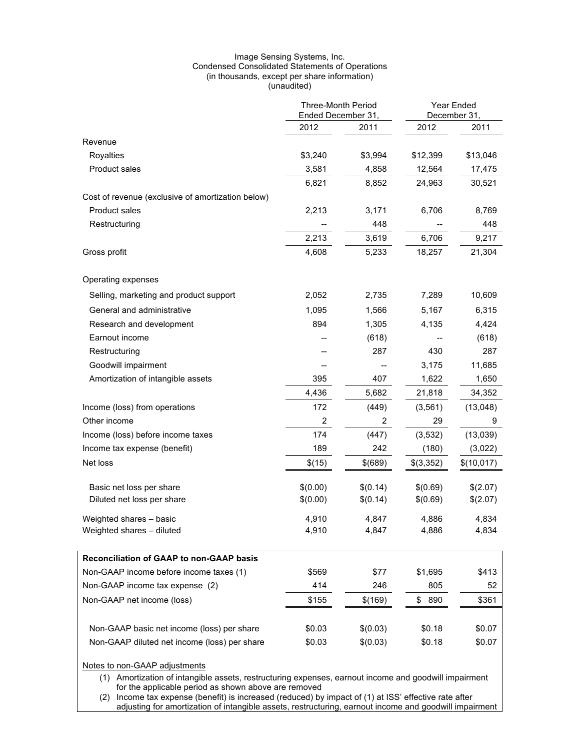Image Sensing Systems, Inc.
Condensed Consolidated Statements of Operations
(in thousands, except per share information)
(unaudited)

| | Three-Month Period Ended December 31, | | Year Ended December 31, | |
|---|---|---|---|---|
| | 2012 | 2011 | 2012 | 2011 |
| Revenue | | | | |
| Royalties | $3,240 | $3,994 | $12,399 | $13,046 |
| Product sales | 3,581 | 4,858 | 12,564 | 17,475 |
| | 6,821 | 8,852 | 24,963 | 30,521 |
| Cost of revenue (exclusive of amortization below) | | | | |
| Product sales | 2,213 | 3,171 | 6,706 | 8,769 |
| Restructuring | -- | 448 | -- | 448 |
| | 2,213 | 3,619 | 6,706 | 9,217 |
| Gross profit | 4,608 | 5,233 | 18,257 | 21,304 |
| Operating expenses | | | | |
| Selling, marketing and product support | 2,052 | 2,735 | 7,289 | 10,609 |
| General and administrative | 1,095 | 1,566 | 5,167 | 6,315 |
| Research and development | 894 | 1,305 | 4,135 | 4,424 |
| Earnout income | -- | (618) | -- | (618) |
| Restructuring | -- | 287 | 430 | 287 |
| Goodwill impairment | -- | -- | 3,175 | 11,685 |
| Amortization of intangible assets | 395 | 407 | 1,622 | 1,650 |
| | 4,436 | 5,682 | 21,818 | 34,352 |
| Income (loss) from operations | 172 | (449) | (3,561) | (13,048) |
| Other income | 2 | 2 | 29 | 9 |
| Income (loss) before income taxes | 174 | (447) | (3,532) | (13,039) |
| Income tax expense (benefit) | 189 | 242 | (180) | (3,022) |
| Net loss | $(15) | $(689) | $(3,352) | $(10,017) |
| Basic net loss per share | $(0.00) | $(0.14) | $(0.69) | $(2.07) |
| Diluted net loss per share | $(0.00) | $(0.14) | $(0.69) | $(2.07) |
| Weighted shares – basic | 4,910 | 4,847 | 4,886 | 4,834 |
| Weighted shares – diluted | 4,910 | 4,847 | 4,886 | 4,834 |

**Reconciliation of GAAP to non-GAAP basis**

| | | | | |
|---|---|---|---|---|
| Non-GAAP income before income taxes (1) | $569 | $77 | $1,695 | $413 |
| Non-GAAP income tax expense (2) | 414 | 246 | 805 | 52 |
| Non-GAAP net income (loss) | $155 | $(169) | $ 890 | $361 |
| Non-GAAP basic net income (loss) per share | $0.03 | $(0.03) | $0.18 | $0.07 |
| Non-GAAP diluted net income (loss) per share | $0.03 | $(0.03) | $0.18 | $0.07 |

Notes to non-GAAP adjustments

(1) Amortization of intangible assets, restructuring expenses, earnout income and goodwill impairment for the applicable period as shown above are removed

(2) Income tax expense (benefit) is increased (reduced) by impact of (1) at ISS' effective rate after adjusting for amortization of intangible assets, restructuring, earnout income and goodwill impairment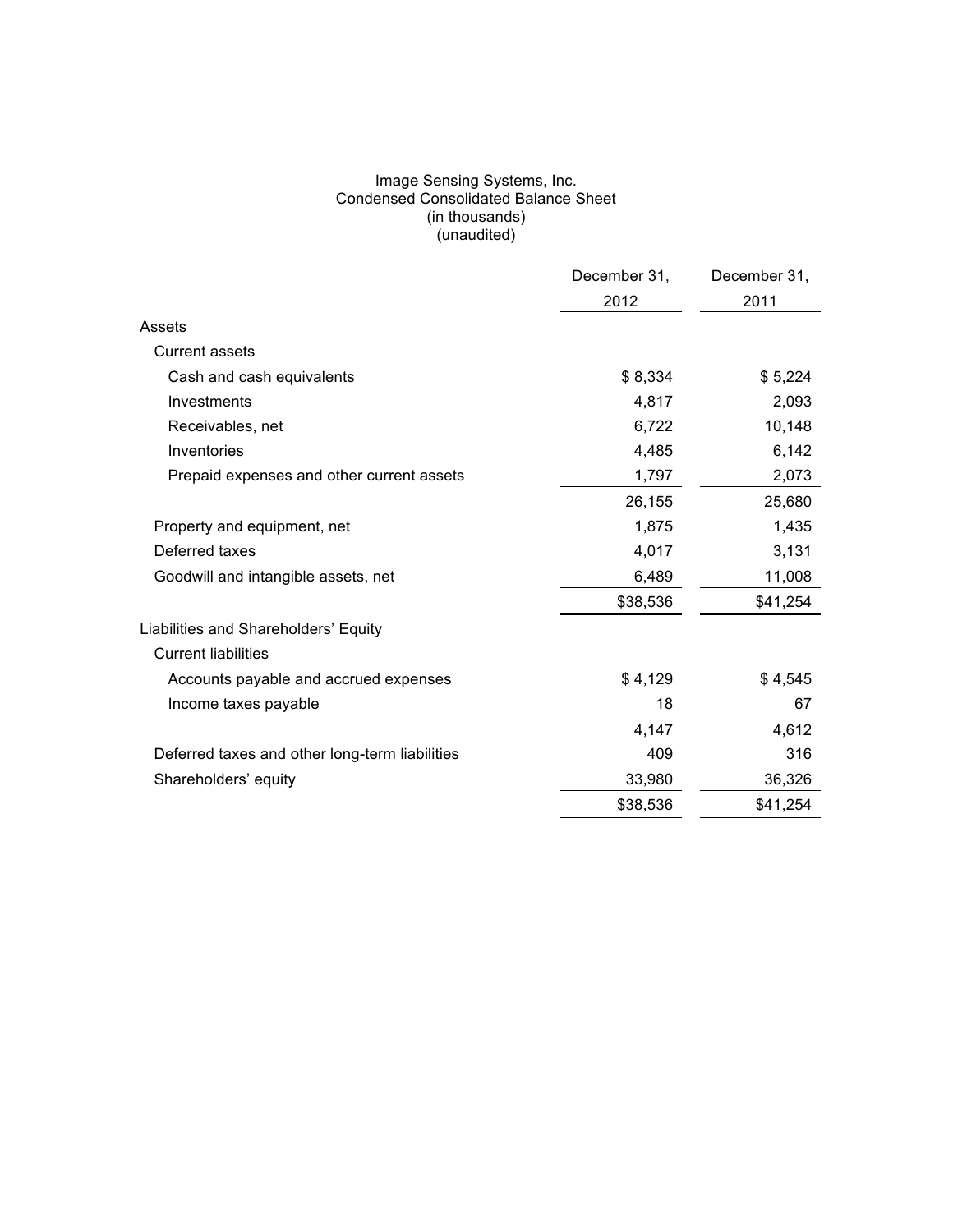Image Sensing Systems, Inc.
Condensed Consolidated Balance Sheet
(in thousands)
(unaudited)

| | December 31, 2012 | December 31, 2011 |
|---|---|---|
| Assets | | |
| Current assets | | |
| Cash and cash equivalents | $ 8,334 | $ 5,224 |
| Investments | 4,817 | 2,093 |
| Receivables, net | 6,722 | 10,148 |
| Inventories | 4,485 | 6,142 |
| Prepaid expenses and other current assets | 1,797 | 2,073 |
| | 26,155 | 25,680 |
| Property and equipment, net | 1,875 | 1,435 |
| Deferred taxes | 4,017 | 3,131 |
| Goodwill and intangible assets, net | 6,489 | 11,008 |
| | $38,536 | $41,254 |
| Liabilities and Shareholders' Equity | | |
| Current liabilities | | |
| Accounts payable and accrued expenses | $ 4,129 | $ 4,545 |
| Income taxes payable | 18 | 67 |
| | 4,147 | 4,612 |
| Deferred taxes and other long-term liabilities | 409 | 316 |
| Shareholders' equity | 33,980 | 36,326 |
| | $38,536 | $41,254 |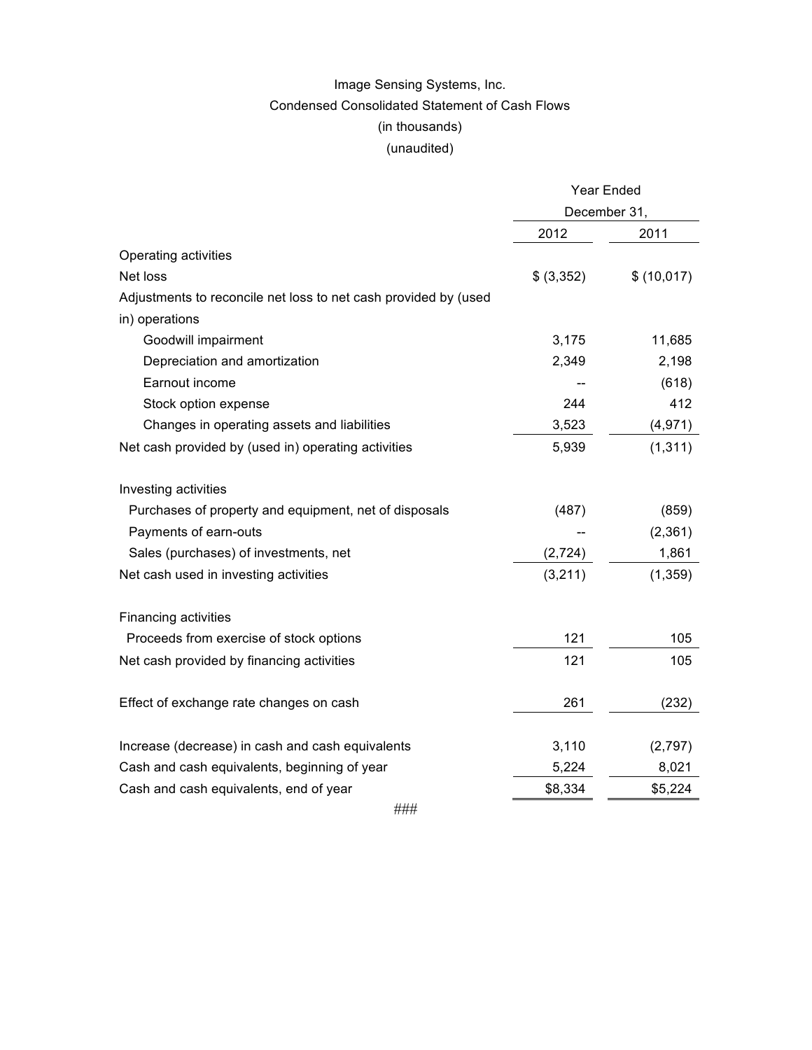Image Sensing Systems, Inc.

Condensed Consolidated Statement of Cash Flows

(in thousands)

(unaudited)

| | Year Ended December 31, | |
|---|---|---|
| | 2012 | 2011 |
| Operating activities | | |
| Net loss | $ (3,352) | $ (10,017) |
| Adjustments to reconcile net loss to net cash provided by (used in) operations | | |
| Goodwill impairment | 3,175 | 11,685 |
| Depreciation and amortization | 2,349 | 2,198 |
| Earnout income | -- | (618) |
| Stock option expense | 244 | 412 |
| Changes in operating assets and liabilities | 3,523 | (4,971) |
| Net cash provided by (used in) operating activities | 5,939 | (1,311) |
| | | |
| Investing activities | | |
| Purchases of property and equipment, net of disposals | (487) | (859) |
| Payments of earn-outs | -- | (2,361) |
| Sales (purchases) of investments, net | (2,724) | 1,861 |
| Net cash used in investing activities | (3,211) | (1,359) |
| | | |
| Financing activities | | |
| Proceeds from exercise of stock options | 121 | 105 |
| Net cash provided by financing activities | 121 | 105 |
| | | |
| Effect of exchange rate changes on cash | 261 | (232) |
| | | |
| Increase (decrease) in cash and cash equivalents | 3,110 | (2,797) |
| Cash and cash equivalents, beginning of year | 5,224 | 8,021 |
| Cash and cash equivalents, end of year | $8,334 | $5,224 |

###